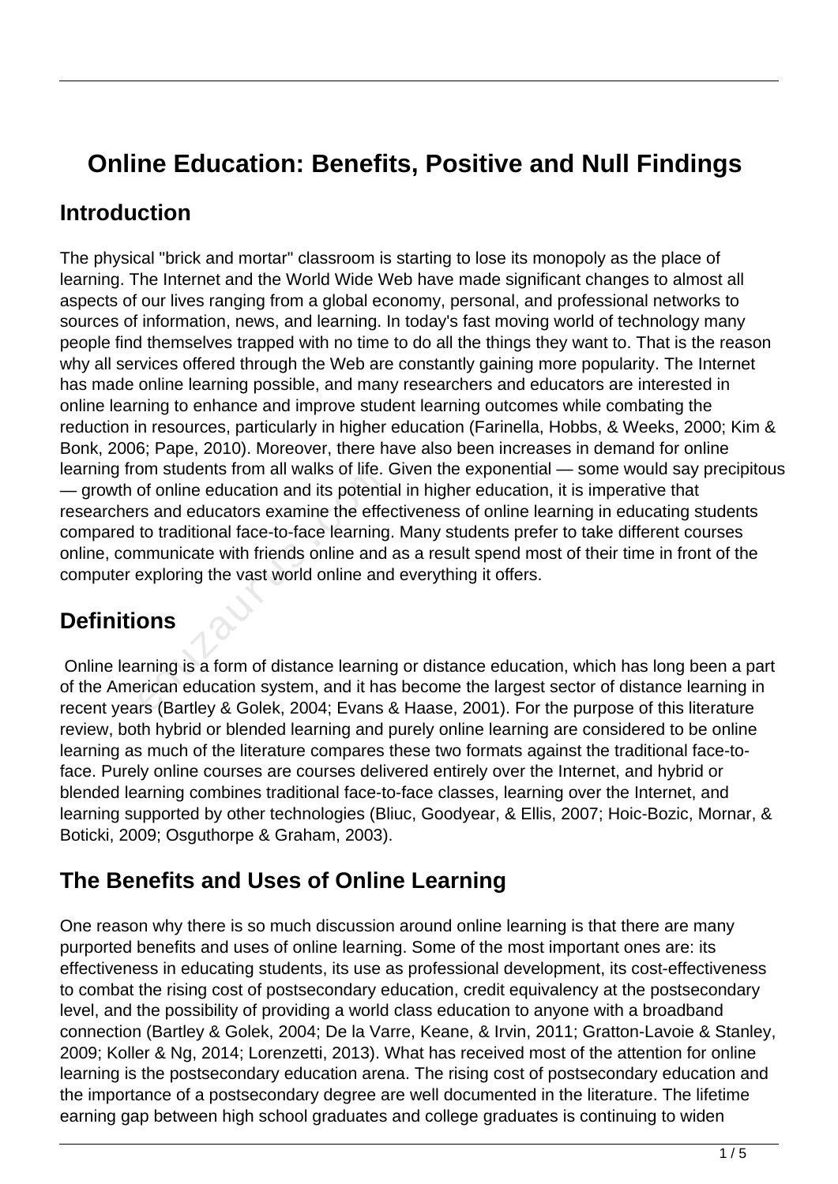# Online Education: Benefits, Positive and Null Findings

## Introduction

The physical "brick and mortar" classroom is starting to lose its monopoly as the place of learning. The Internet and the World Wide Web have made significant changes to almost all aspects of our lives ranging from a global economy, personal, and professional networks to sources of information, news, and learning. In today's fast moving world of technology many people find themselves trapped with no time to do all the things they want to. That is the reason why all services offered through the Web are constantly gaining more popularity. The Internet has made online learning possible, and many researchers and educators are interested in online learning to enhance and improve student learning outcomes while combating the reduction in resources, particularly in higher education (Farinella, Hobbs, & Weeks, 2000; Kim & Bonk, 2006; Pape, 2010). Moreover, there have also been increases in demand for online learning from students from all walks of life. Given the exponential — some would say precipitous — growth of online education and its potential in higher education, it is imperative that researchers and educators examine the effectiveness of online learning in educating students compared to traditional face-to-face learning. Many students prefer to take different courses online, communicate with friends online and as a result spend most of their time in front of the computer exploring the vast world online and everything it offers.

## Definitions

Online learning is a form of distance learning or distance education, which has long been a part of the American education system, and it has become the largest sector of distance learning in recent years (Bartley & Golek, 2004; Evans & Haase, 2001). For the purpose of this literature review, both hybrid or blended learning and purely online learning are considered to be online learning as much of the literature compares these two formats against the traditional face-to-face. Purely online courses are courses delivered entirely over the Internet, and hybrid or blended learning combines traditional face-to-face classes, learning over the Internet, and learning supported by other technologies (Bliuc, Goodyear, & Ellis, 2007; Hoic-Bozic, Mornar, & Boticki, 2009; Osguthorpe & Graham, 2003).

## The Benefits and Uses of Online Learning

One reason why there is so much discussion around online learning is that there are many purported benefits and uses of online learning. Some of the most important ones are: its effectiveness in educating students, its use as professional development, its cost-effectiveness to combat the rising cost of postsecondary education, credit equivalency at the postsecondary level, and the possibility of providing a world class education to anyone with a broadband connection (Bartley & Golek, 2004; De la Varre, Keane, & Irvin, 2011; Gratton-Lavoie & Stanley, 2009; Koller & Ng, 2014; Lorenzetti, 2013). What has received most of the attention for online learning is the postsecondary education arena. The rising cost of postsecondary education and the importance of a postsecondary degree are well documented in the literature. The lifetime earning gap between high school graduates and college graduates is continuing to widen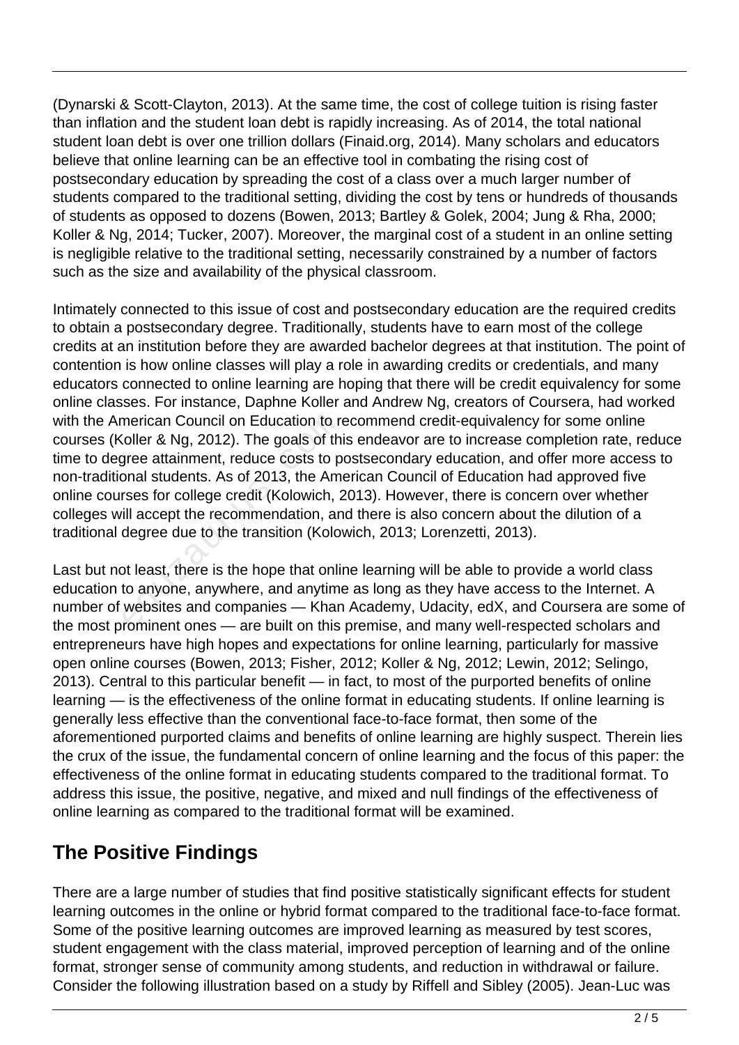(Dynarski & Scott-Clayton, 2013). At the same time, the cost of college tuition is rising faster than inflation and the student loan debt is rapidly increasing. As of 2014, the total national student loan debt is over one trillion dollars (Finaid.org, 2014). Many scholars and educators believe that online learning can be an effective tool in combating the rising cost of postsecondary education by spreading the cost of a class over a much larger number of students compared to the traditional setting, dividing the cost by tens or hundreds of thousands of students as opposed to dozens (Bowen, 2013; Bartley & Golek, 2004; Jung & Rha, 2000; Koller & Ng, 2014; Tucker, 2007). Moreover, the marginal cost of a student in an online setting is negligible relative to the traditional setting, necessarily constrained by a number of factors such as the size and availability of the physical classroom.

Intimately connected to this issue of cost and postsecondary education are the required credits to obtain a postsecondary degree. Traditionally, students have to earn most of the college credits at an institution before they are awarded bachelor degrees at that institution. The point of contention is how online classes will play a role in awarding credits or credentials, and many educators connected to online learning are hoping that there will be credit equivalency for some online classes. For instance, Daphne Koller and Andrew Ng, creators of Coursera, had worked with the American Council on Education to recommend credit-equivalency for some online courses (Koller & Ng, 2012). The goals of this endeavor are to increase completion rate, reduce time to degree attainment, reduce costs to postsecondary education, and offer more access to non-traditional students. As of 2013, the American Council of Education had approved five online courses for college credit (Kolowich, 2013). However, there is concern over whether colleges will accept the recommendation, and there is also concern about the dilution of a traditional degree due to the transition (Kolowich, 2013; Lorenzetti, 2013).

Last but not least, there is the hope that online learning will be able to provide a world class education to anyone, anywhere, and anytime as long as they have access to the Internet. A number of websites and companies — Khan Academy, Udacity, edX, and Coursera are some of the most prominent ones — are built on this premise, and many well-respected scholars and entrepreneurs have high hopes and expectations for online learning, particularly for massive open online courses (Bowen, 2013; Fisher, 2012; Koller & Ng, 2012; Lewin, 2012; Selingo, 2013). Central to this particular benefit — in fact, to most of the purported benefits of online learning — is the effectiveness of the online format in educating students. If online learning is generally less effective than the conventional face-to-face format, then some of the aforementioned purported claims and benefits of online learning are highly suspect. Therein lies the crux of the issue, the fundamental concern of online learning and the focus of this paper: the effectiveness of the online format in educating students compared to the traditional format. To address this issue, the positive, negative, and mixed and null findings of the effectiveness of online learning as compared to the traditional format will be examined.

## The Positive Findings

There are a large number of studies that find positive statistically significant effects for student learning outcomes in the online or hybrid format compared to the traditional face-to-face format. Some of the positive learning outcomes are improved learning as measured by test scores, student engagement with the class material, improved perception of learning and of the online format, stronger sense of community among students, and reduction in withdrawal or failure. Consider the following illustration based on a study by Riffell and Sibley (2005). Jean-Luc was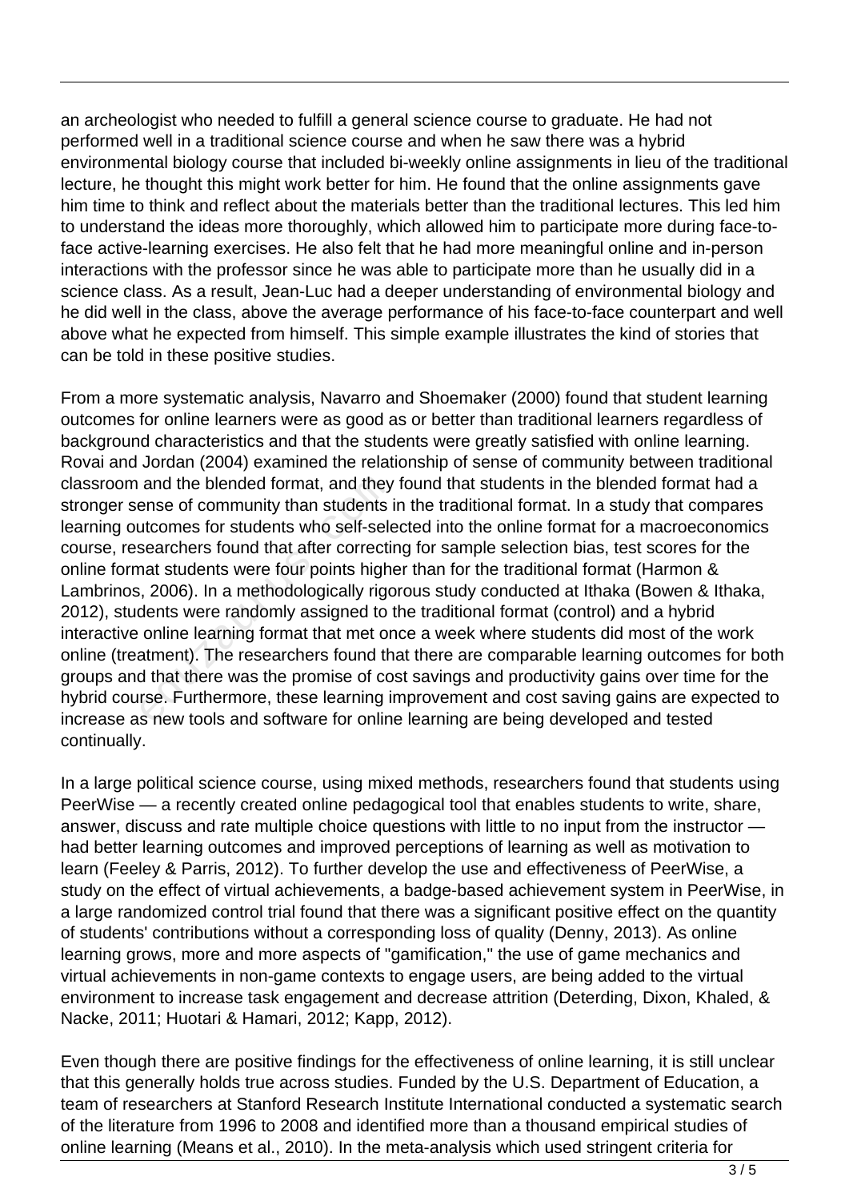an archeologist who needed to fulfill a general science course to graduate. He had not performed well in a traditional science course and when he saw there was a hybrid environmental biology course that included bi-weekly online assignments in lieu of the traditional lecture, he thought this might work better for him. He found that the online assignments gave him time to think and reflect about the materials better than the traditional lectures. This led him to understand the ideas more thoroughly, which allowed him to participate more during face-to-face active-learning exercises. He also felt that he had more meaningful online and in-person interactions with the professor since he was able to participate more than he usually did in a science class. As a result, Jean-Luc had a deeper understanding of environmental biology and he did well in the class, above the average performance of his face-to-face counterpart and well above what he expected from himself. This simple example illustrates the kind of stories that can be told in these positive studies.

From a more systematic analysis, Navarro and Shoemaker (2000) found that student learning outcomes for online learners were as good as or better than traditional learners regardless of background characteristics and that the students were greatly satisfied with online learning. Rovai and Jordan (2004) examined the relationship of sense of community between traditional classroom and the blended format, and they found that students in the blended format had a stronger sense of community than students in the traditional format. In a study that compares learning outcomes for students who self-selected into the online format for a macroeconomics course, researchers found that after correcting for sample selection bias, test scores for the online format students were four points higher than for the traditional format (Harmon & Lambrinos, 2006). In a methodologically rigorous study conducted at Ithaka (Bowen & Ithaka, 2012), students were randomly assigned to the traditional format (control) and a hybrid interactive online learning format that met once a week where students did most of the work online (treatment). The researchers found that there are comparable learning outcomes for both groups and that there was the promise of cost savings and productivity gains over time for the hybrid course. Furthermore, these learning improvement and cost saving gains are expected to increase as new tools and software for online learning are being developed and tested continually.

In a large political science course, using mixed methods, researchers found that students using PeerWise — a recently created online pedagogical tool that enables students to write, share, answer, discuss and rate multiple choice questions with little to no input from the instructor — had better learning outcomes and improved perceptions of learning as well as motivation to learn (Feeley & Parris, 2012). To further develop the use and effectiveness of PeerWise, a study on the effect of virtual achievements, a badge-based achievement system in PeerWise, in a large randomized control trial found that there was a significant positive effect on the quantity of students' contributions without a corresponding loss of quality (Denny, 2013). As online learning grows, more and more aspects of "gamification," the use of game mechanics and virtual achievements in non-game contexts to engage users, are being added to the virtual environment to increase task engagement and decrease attrition (Deterding, Dixon, Khaled, & Nacke, 2011; Huotari & Hamari, 2012; Kapp, 2012).

Even though there are positive findings for the effectiveness of online learning, it is still unclear that this generally holds true across studies. Funded by the U.S. Department of Education, a team of researchers at Stanford Research Institute International conducted a systematic search of the literature from 1996 to 2008 and identified more than a thousand empirical studies of online learning (Means et al., 2010). In the meta-analysis which used stringent criteria for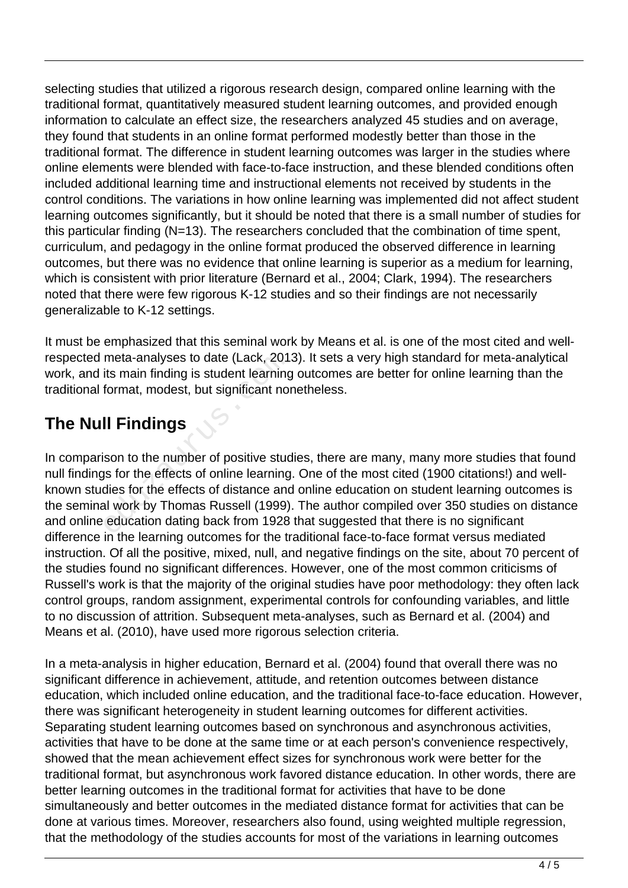selecting studies that utilized a rigorous research design, compared online learning with the traditional format, quantitatively measured student learning outcomes, and provided enough information to calculate an effect size, the researchers analyzed 45 studies and on average, they found that students in an online format performed modestly better than those in the traditional format. The difference in student learning outcomes was larger in the studies where online elements were blended with face-to-face instruction, and these blended conditions often included additional learning time and instructional elements not received by students in the control conditions. The variations in how online learning was implemented did not affect student learning outcomes significantly, but it should be noted that there is a small number of studies for this particular finding (N=13). The researchers concluded that the combination of time spent, curriculum, and pedagogy in the online format produced the observed difference in learning outcomes, but there was no evidence that online learning is superior as a medium for learning, which is consistent with prior literature (Bernard et al., 2004; Clark, 1994). The researchers noted that there were few rigorous K-12 studies and so their findings are not necessarily generalizable to K-12 settings.

It must be emphasized that this seminal work by Means et al. is one of the most cited and well-respected meta-analyses to date (Lack, 2013). It sets a very high standard for meta-analytical work, and its main finding is student learning outcomes are better for online learning than the traditional format, modest, but significant nonetheless.

## The Null Findings

In comparison to the number of positive studies, there are many, many more studies that found null findings for the effects of online learning. One of the most cited (1900 citations!) and well-known studies for the effects of distance and online education on student learning outcomes is the seminal work by Thomas Russell (1999). The author compiled over 350 studies on distance and online education dating back from 1928 that suggested that there is no significant difference in the learning outcomes for the traditional face-to-face format versus mediated instruction. Of all the positive, mixed, null, and negative findings on the site, about 70 percent of the studies found no significant differences. However, one of the most common criticisms of Russell's work is that the majority of the original studies have poor methodology: they often lack control groups, random assignment, experimental controls for confounding variables, and little to no discussion of attrition. Subsequent meta-analyses, such as Bernard et al. (2004) and Means et al. (2010), have used more rigorous selection criteria.

In a meta-analysis in higher education, Bernard et al. (2004) found that overall there was no significant difference in achievement, attitude, and retention outcomes between distance education, which included online education, and the traditional face-to-face education. However, there was significant heterogeneity in student learning outcomes for different activities. Separating student learning outcomes based on synchronous and asynchronous activities, activities that have to be done at the same time or at each person's convenience respectively, showed that the mean achievement effect sizes for synchronous work were better for the traditional format, but asynchronous work favored distance education. In other words, there are better learning outcomes in the traditional format for activities that have to be done simultaneously and better outcomes in the mediated distance format for activities that can be done at various times. Moreover, researchers also found, using weighted multiple regression, that the methodology of the studies accounts for most of the variations in learning outcomes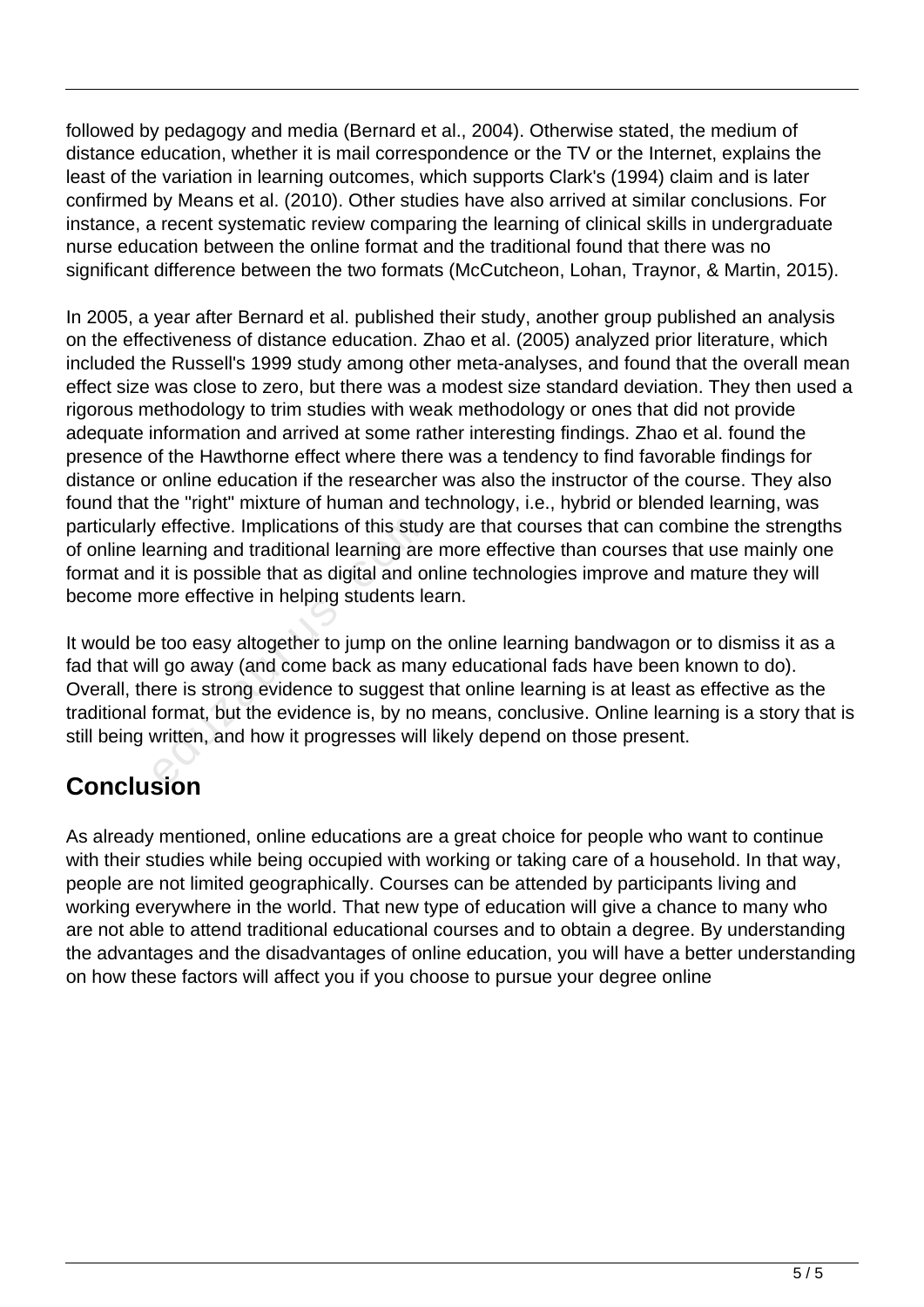followed by pedagogy and media (Bernard et al., 2004). Otherwise stated, the medium of distance education, whether it is mail correspondence or the TV or the Internet, explains the least of the variation in learning outcomes, which supports Clark's (1994) claim and is later confirmed by Means et al. (2010). Other studies have also arrived at similar conclusions. For instance, a recent systematic review comparing the learning of clinical skills in undergraduate nurse education between the online format and the traditional found that there was no significant difference between the two formats (McCutcheon, Lohan, Traynor, & Martin, 2015).

In 2005, a year after Bernard et al. published their study, another group published an analysis on the effectiveness of distance education. Zhao et al. (2005) analyzed prior literature, which included the Russell's 1999 study among other meta-analyses, and found that the overall mean effect size was close to zero, but there was a modest size standard deviation. They then used a rigorous methodology to trim studies with weak methodology or ones that did not provide adequate information and arrived at some rather interesting findings. Zhao et al. found the presence of the Hawthorne effect where there was a tendency to find favorable findings for distance or online education if the researcher was also the instructor of the course. They also found that the "right" mixture of human and technology, i.e., hybrid or blended learning, was particularly effective. Implications of this study are that courses that can combine the strengths of online learning and traditional learning are more effective than courses that use mainly one format and it is possible that as digital and online technologies improve and mature they will become more effective in helping students learn.

It would be too easy altogether to jump on the online learning bandwagon or to dismiss it as a fad that will go away (and come back as many educational fads have been known to do). Overall, there is strong evidence to suggest that online learning is at least as effective as the traditional format, but the evidence is, by no means, conclusive. Online learning is a story that is still being written, and how it progresses will likely depend on those present.

## Conclusion

As already mentioned, online educations are a great choice for people who want to continue with their studies while being occupied with working or taking care of a household. In that way, people are not limited geographically. Courses can be attended by participants living and working everywhere in the world. That new type of education will give a chance to many who are not able to attend traditional educational courses and to obtain a degree. By understanding the advantages and the disadvantages of online education, you will have a better understanding on how these factors will affect you if you choose to pursue your degree online